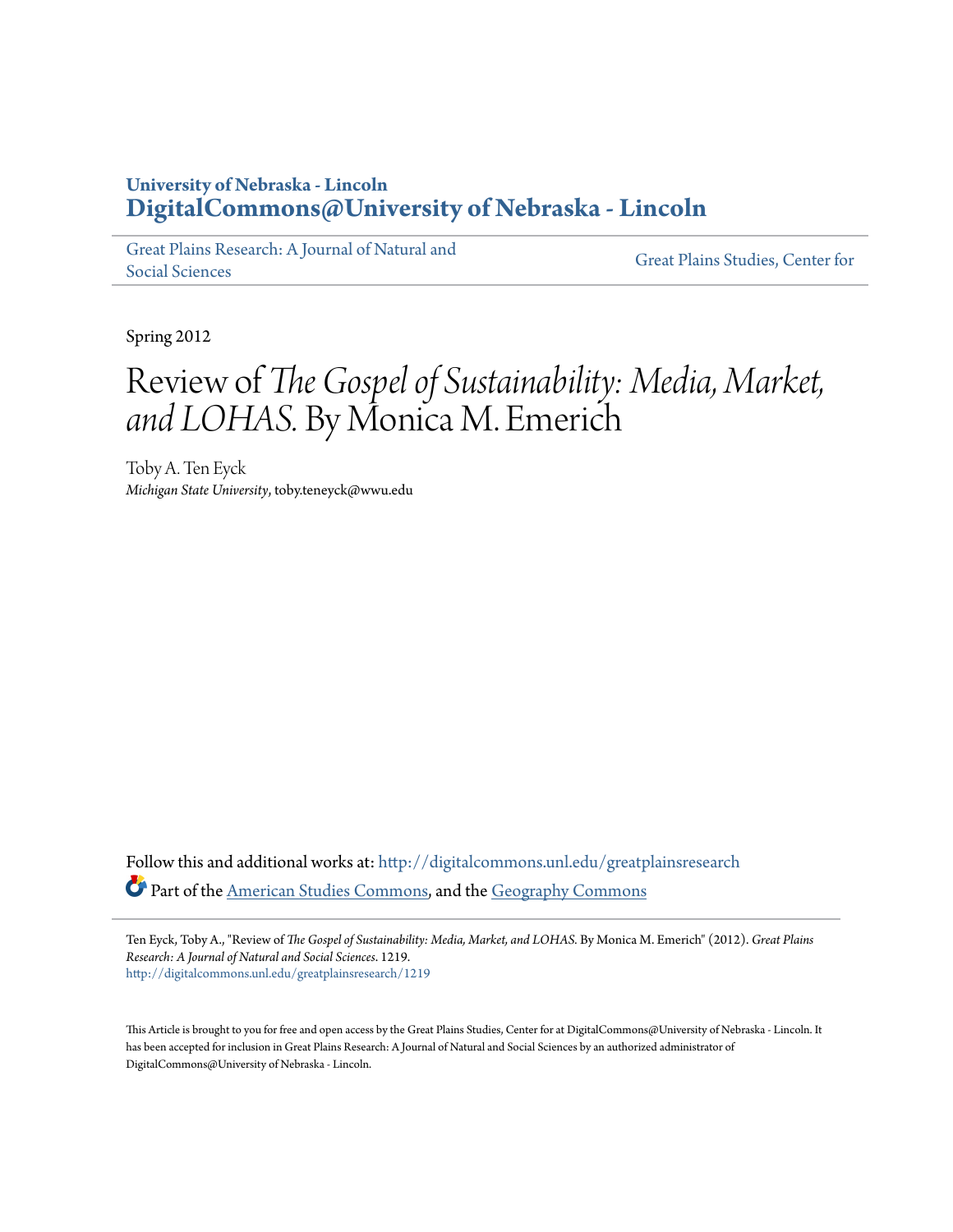**University of Nebraska - Lincoln**
**DigitalCommons@University of Nebraska - Lincoln**

Great Plains Research: A Journal of Natural and Social Sciences

Great Plains Studies, Center for

Spring 2012

# Review of *The Gospel of Sustainability: Media, Market, and LOHAS.* By Monica M. Emerich

Toby A. Ten Eyck
*Michigan State University*, toby.teneyck@wwu.edu

Follow this and additional works at: http://digitalcommons.unl.edu/greatplainsresearch

Part of the American Studies Commons, and the Geography Commons

Ten Eyck, Toby A., "Review of *The Gospel of Sustainability: Media, Market, and LOHAS.* By Monica M. Emerich" (2012). *Great Plains Research: A Journal of Natural and Social Sciences*. 1219.
http://digitalcommons.unl.edu/greatplainsresearch/1219

This Article is brought to you for free and open access by the Great Plains Studies, Center for at DigitalCommons@University of Nebraska - Lincoln. It has been accepted for inclusion in Great Plains Research: A Journal of Natural and Social Sciences by an authorized administrator of DigitalCommons@University of Nebraska - Lincoln.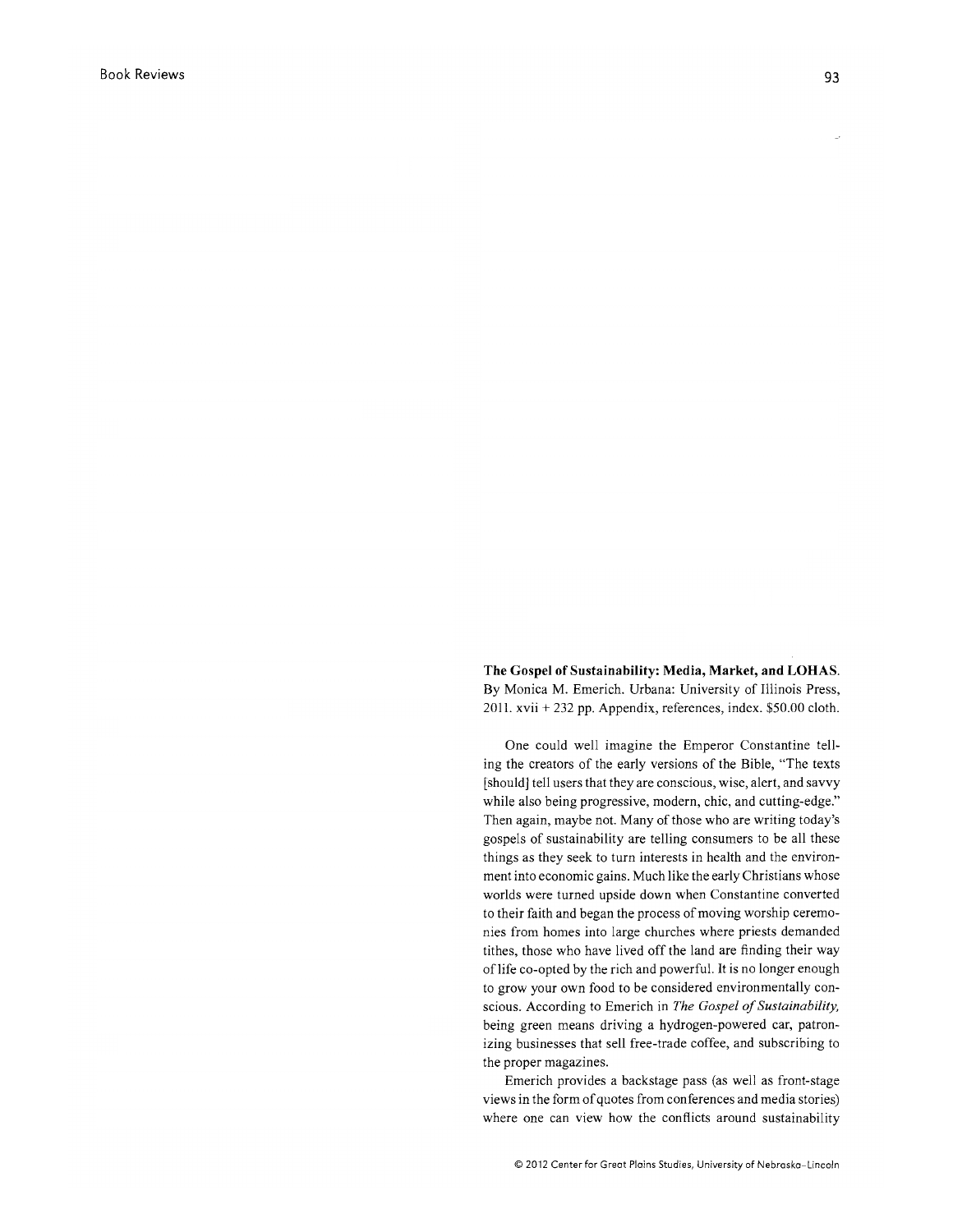**The Gospel of Sustainability: Media, Market, and LOHAS.** By Monica M. Emerich. Urbana: University of Illinois Press, 2011. xvii + 232 pp. Appendix, references, index. $50.00 cloth.

One could well imagine the Emperor Constantine telling the creators of the early versions of the Bible, "The texts [should] tell users that they are conscious, wise, alert, and savvy while also being progressive, modern, chic, and cutting-edge." Then again, maybe not. Many of those who are writing today's gospels of sustainability are telling consumers to be all these things as they seek to turn interests in health and the environment into economic gains. Much like the early Christians whose worlds were turned upside down when Constantine converted to their faith and began the process of moving worship ceremonies from homes into large churches where priests demanded tithes, those who have lived off the land are finding their way of life co-opted by the rich and powerful. It is no longer enough to grow your own food to be considered environmentally conscious. According to Emerich in *The Gospel of Sustainability,* being green means driving a hydrogen-powered car, patronizing businesses that sell free-trade coffee, and subscribing to the proper magazines.

Emerich provides a backstage pass (as well as front-stage views in the form of quotes from conferences and media stories) where one can view how the conflicts around sustainability

© 2012 Center for Great Plains Studies, University of Nebraska–Lincoln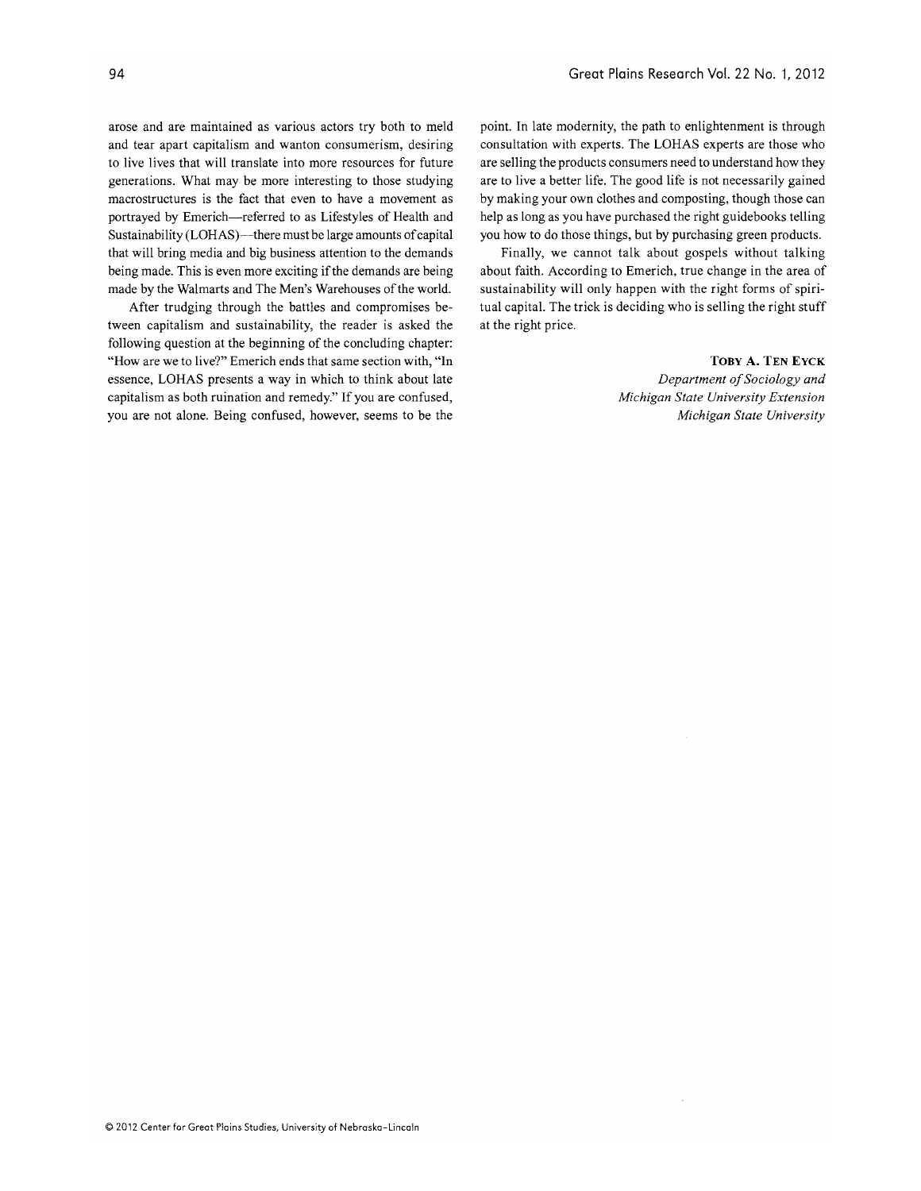arose and are maintained as various actors try both to meld and tear apart capitalism and wanton consumerism, desiring to live lives that will translate into more resources for future generations. What may be more interesting to those studying macrostructures is the fact that even to have a movement as portrayed by Emerich—referred to as Lifestyles of Health and Sustainability (LOHAS)—there must be large amounts of capital that will bring media and big business attention to the demands being made. This is even more exciting if the demands are being made by the Walmarts and The Men's Warehouses of the world.

After trudging through the battles and compromises between capitalism and sustainability, the reader is asked the following question at the beginning of the concluding chapter: "How are we to live?" Emerich ends that same section with, "In essence, LOHAS presents a way in which to think about late capitalism as both ruination and remedy." If you are confused, you are not alone. Being confused, however, seems to be the point. In late modernity, the path to enlightenment is through consultation with experts. The LOHAS experts are those who are selling the products consumers need to understand how they are to live a better life. The good life is not necessarily gained by making your own clothes and composting, though those can help as long as you have purchased the right guidebooks telling you how to do those things, but by purchasing green products.

Finally, we cannot talk about gospels without talking about faith. According to Emerich, true change in the area of sustainability will only happen with the right forms of spiritual capital. The trick is deciding who is selling the right stuff at the right price.

**Toby A. Ten Eyck**
*Department of Sociology and*
*Michigan State University Extension*
*Michigan State University*

© 2012 Center for Great Plains Studies, University of Nebraska–Lincoln